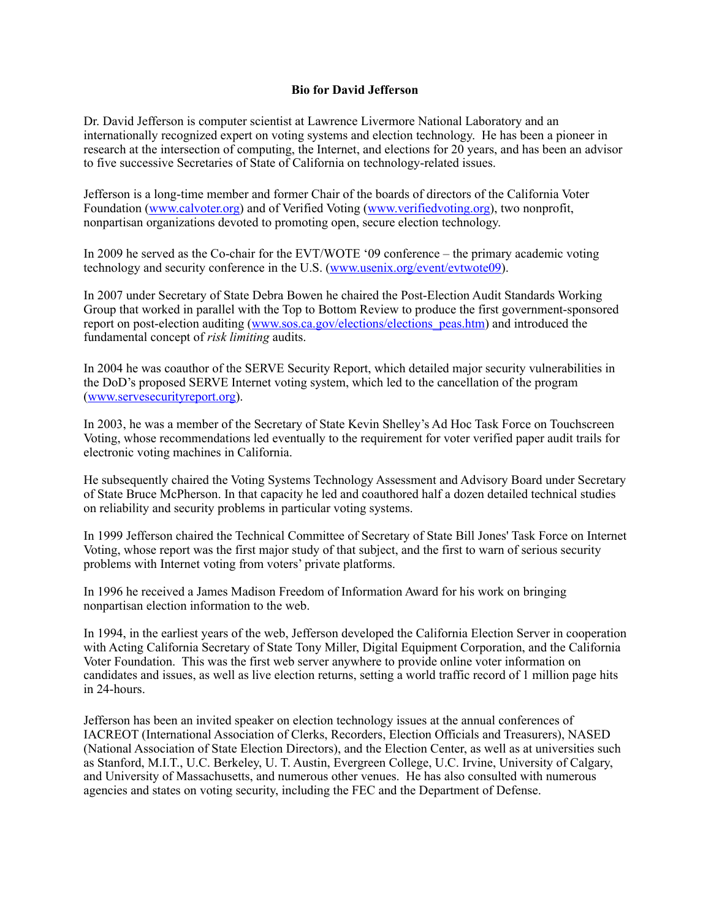**Bio for David Jefferson**

Dr. David Jefferson is computer scientist at Lawrence Livermore National Laboratory and an internationally recognized expert on voting systems and election technology. He has been a pioneer in research at the intersection of computing, the Internet, and elections for 20 years, and has been an advisor to five successive Secretaries of State of California on technology-related issues.

Jefferson is a long-time member and former Chair of the boards of directors of the California Voter Foundation (www.calvoter.org) and of Verified Voting (www.verifiedvoting.org), two nonprofit, nonpartisan organizations devoted to promoting open, secure election technology.

In 2009 he served as the Co-chair for the EVT/WOTE '09 conference – the primary academic voting technology and security conference in the U.S. (www.usenix.org/event/evtwote09).

In 2007 under Secretary of State Debra Bowen he chaired the Post-Election Audit Standards Working Group that worked in parallel with the Top to Bottom Review to produce the first government-sponsored report on post-election auditing (www.sos.ca.gov/elections/elections_peas.htm) and introduced the fundamental concept of *risk limiting* audits.

In 2004 he was coauthor of the SERVE Security Report, which detailed major security vulnerabilities in the DoD's proposed SERVE Internet voting system, which led to the cancellation of the program (www.servesecurityreport.org).

In 2003, he was a member of the Secretary of State Kevin Shelley's Ad Hoc Task Force on Touchscreen Voting, whose recommendations led eventually to the requirement for voter verified paper audit trails for electronic voting machines in California.

He subsequently chaired the Voting Systems Technology Assessment and Advisory Board under Secretary of State Bruce McPherson. In that capacity he led and coauthored half a dozen detailed technical studies on reliability and security problems in particular voting systems.

In 1999 Jefferson chaired the Technical Committee of Secretary of State Bill Jones' Task Force on Internet Voting, whose report was the first major study of that subject, and the first to warn of serious security problems with Internet voting from voters' private platforms.

In 1996 he received a James Madison Freedom of Information Award for his work on bringing nonpartisan election information to the web.

In 1994, in the earliest years of the web, Jefferson developed the California Election Server in cooperation with Acting California Secretary of State Tony Miller, Digital Equipment Corporation, and the California Voter Foundation. This was the first web server anywhere to provide online voter information on candidates and issues, as well as live election returns, setting a world traffic record of 1 million page hits in 24-hours.

Jefferson has been an invited speaker on election technology issues at the annual conferences of IACREOT (International Association of Clerks, Recorders, Election Officials and Treasurers), NASED (National Association of State Election Directors), and the Election Center, as well as at universities such as Stanford, M.I.T., U.C. Berkeley, U. T. Austin, Evergreen College, U.C. Irvine, University of Calgary, and University of Massachusetts, and numerous other venues. He has also consulted with numerous agencies and states on voting security, including the FEC and the Department of Defense.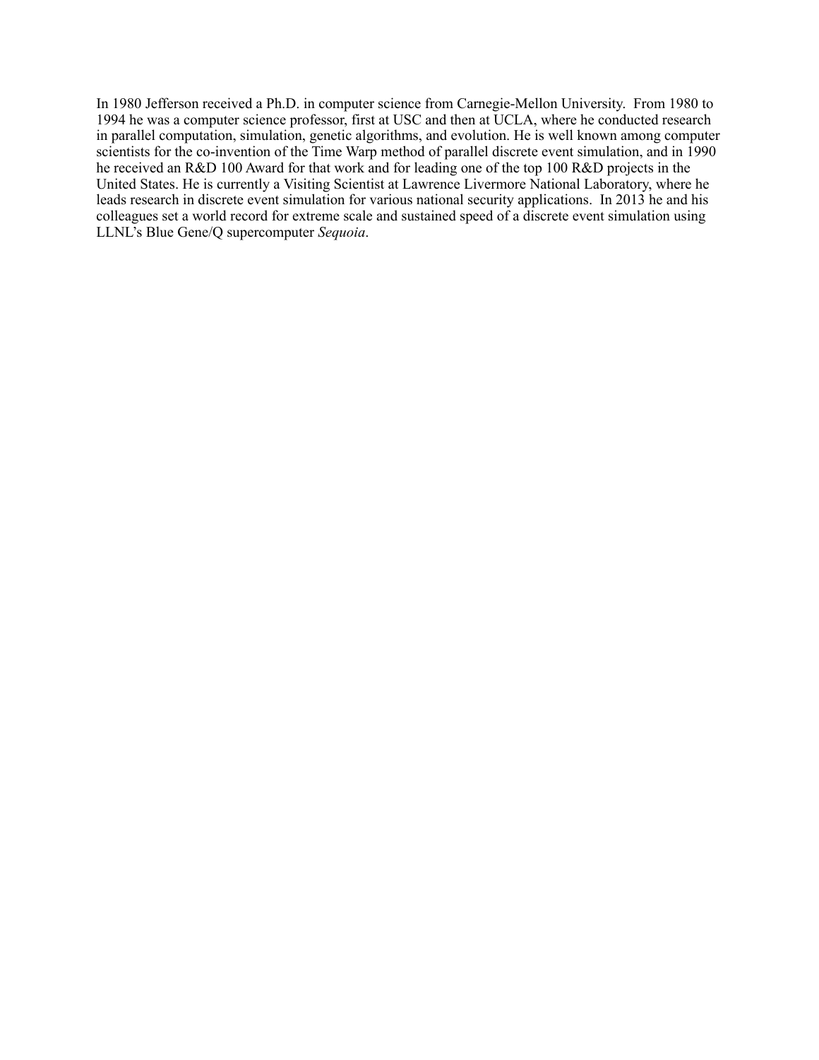In 1980 Jefferson received a Ph.D. in computer science from Carnegie-Mellon University. From 1980 to 1994 he was a computer science professor, first at USC and then at UCLA, where he conducted research in parallel computation, simulation, genetic algorithms, and evolution. He is well known among computer scientists for the co-invention of the Time Warp method of parallel discrete event simulation, and in 1990 he received an R&D 100 Award for that work and for leading one of the top 100 R&D projects in the United States. He is currently a Visiting Scientist at Lawrence Livermore National Laboratory, where he leads research in discrete event simulation for various national security applications. In 2013 he and his colleagues set a world record for extreme scale and sustained speed of a discrete event simulation using LLNL's Blue Gene/Q supercomputer *Sequoia*.